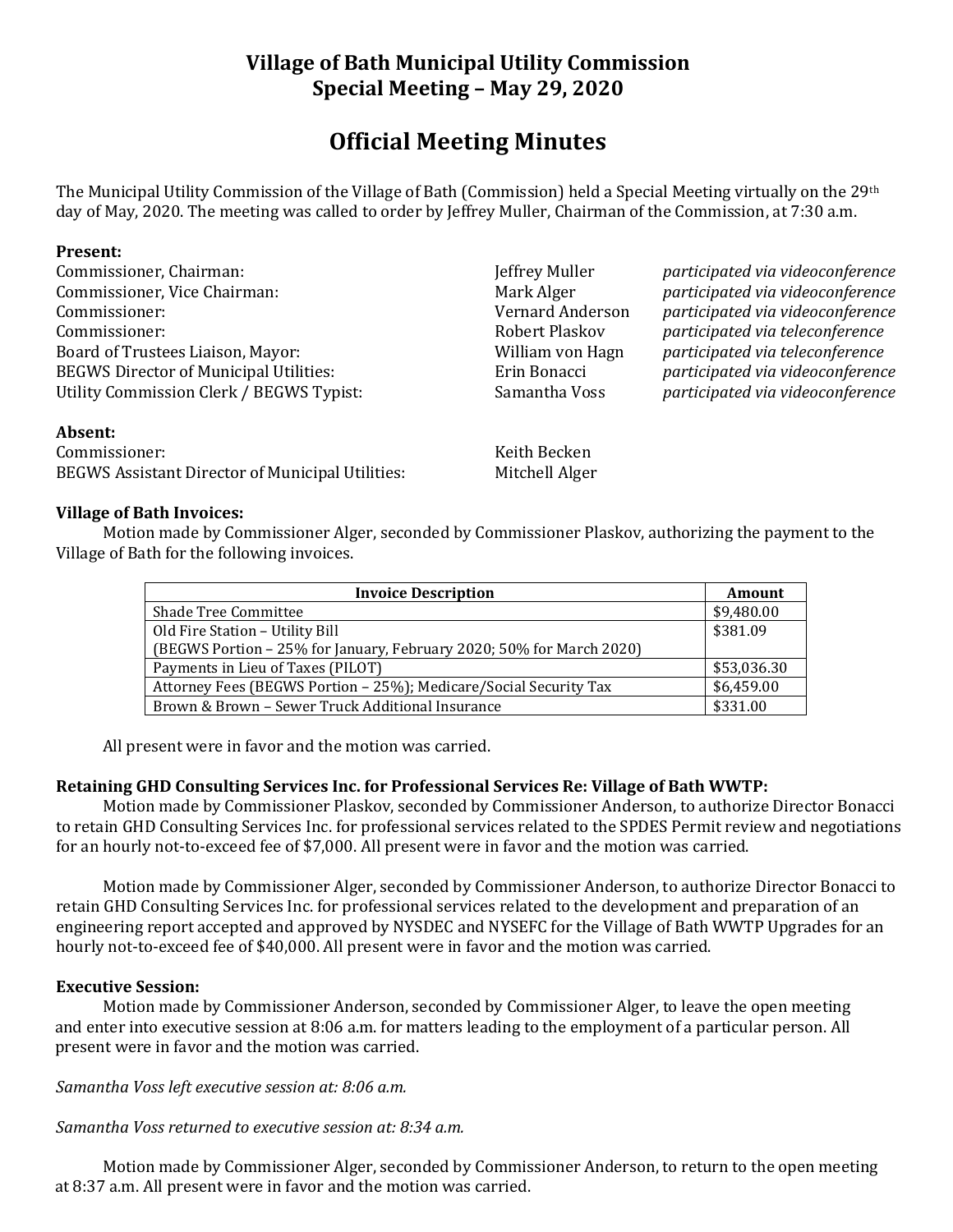# Village of Bath Municipal Utility Commission
## Special Meeting – May 29, 2020

# Official Meeting Minutes

The Municipal Utility Commission of the Village of Bath (Commission) held a Special Meeting virtually on the 29th day of May, 2020. The meeting was called to order by Jeffrey Muller, Chairman of the Commission, at 7:30 a.m.

**Present:**

| | | |
|---|---|---|
| Commissioner, Chairman: | Jeffrey Muller | *participated via videoconference* |
| Commissioner, Vice Chairman: | Mark Alger | *participated via videoconference* |
| Commissioner: | Vernard Anderson | *participated via videoconference* |
| Commissioner: | Robert Plaskov | *participated via teleconference* |
| Board of Trustees Liaison, Mayor: | William von Hagn | *participated via teleconference* |
| BEGWS Director of Municipal Utilities: | Erin Bonacci | *participated via videoconference* |
| Utility Commission Clerk / BEGWS Typist: | Samantha Voss | *participated via videoconference* |

**Absent:**

| | |
|---|---|
| Commissioner: | Keith Becken |
| BEGWS Assistant Director of Municipal Utilities: | Mitchell Alger |

**Village of Bath Invoices:**

Motion made by Commissioner Alger, seconded by Commissioner Plaskov, authorizing the payment to the Village of Bath for the following invoices.

| Invoice Description | Amount |
|---|---|
| Shade Tree Committee | $9,480.00 |
| Old Fire Station – Utility Bill (BEGWS Portion – 25% for January, February 2020; 50% for March 2020) | $381.09 |
| Payments in Lieu of Taxes (PILOT) | $53,036.30 |
| Attorney Fees (BEGWS Portion – 25%); Medicare/Social Security Tax | $6,459.00 |
| Brown & Brown – Sewer Truck Additional Insurance | $331.00 |

All present were in favor and the motion was carried.

**Retaining GHD Consulting Services Inc. for Professional Services Re: Village of Bath WWTP:**

Motion made by Commissioner Plaskov, seconded by Commissioner Anderson, to authorize Director Bonacci to retain GHD Consulting Services Inc. for professional services related to the SPDES Permit review and negotiations for an hourly not-to-exceed fee of $7,000. All present were in favor and the motion was carried.

Motion made by Commissioner Alger, seconded by Commissioner Anderson, to authorize Director Bonacci to retain GHD Consulting Services Inc. for professional services related to the development and preparation of an engineering report accepted and approved by NYSDEC and NYSEFC for the Village of Bath WWTP Upgrades for an hourly not-to-exceed fee of $40,000. All present were in favor and the motion was carried.

**Executive Session:**

Motion made by Commissioner Anderson, seconded by Commissioner Alger, to leave the open meeting and enter into executive session at 8:06 a.m. for matters leading to the employment of a particular person. All present were in favor and the motion was carried.

*Samantha Voss left executive session at: 8:06 a.m.*

*Samantha Voss returned to executive session at: 8:34 a.m.*

Motion made by Commissioner Alger, seconded by Commissioner Anderson, to return to the open meeting at 8:37 a.m. All present were in favor and the motion was carried.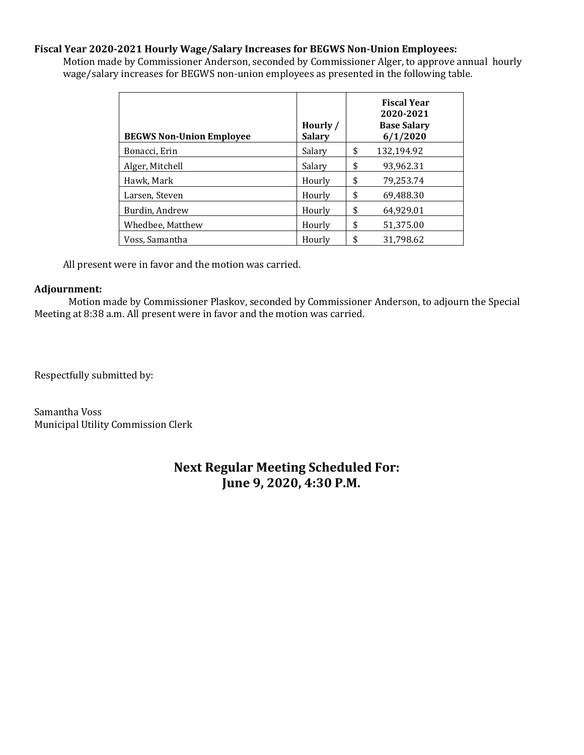**Fiscal Year 2020-2021 Hourly Wage/Salary Increases for BEGWS Non-Union Employees:**

Motion made by Commissioner Anderson, seconded by Commissioner Alger, to approve annual hourly wage/salary increases for BEGWS non-union employees as presented in the following table.

| BEGWS Non-Union Employee | Hourly / Salary | Fiscal Year 2020-2021 Base Salary 6/1/2020 |
|---|---|---|
| Bonacci, Erin | Salary | $ 132,194.92 |
| Alger, Mitchell | Salary | $ 93,962.31 |
| Hawk, Mark | Hourly | $ 79,253.74 |
| Larsen, Steven | Hourly | $ 69,488.30 |
| Burdin, Andrew | Hourly | $ 64,929.01 |
| Whedbee, Matthew | Hourly | $ 51,375.00 |
| Voss, Samantha | Hourly | $ 31,798.62 |

All present were in favor and the motion was carried.

**Adjournment:**

Motion made by Commissioner Plaskov, seconded by Commissioner Anderson, to adjourn the Special Meeting at 8:38 a.m. All present were in favor and the motion was carried.

Respectfully submitted by:

Samantha Voss
Municipal Utility Commission Clerk

## Next Regular Meeting Scheduled For: June 9, 2020, 4:30 P.M.